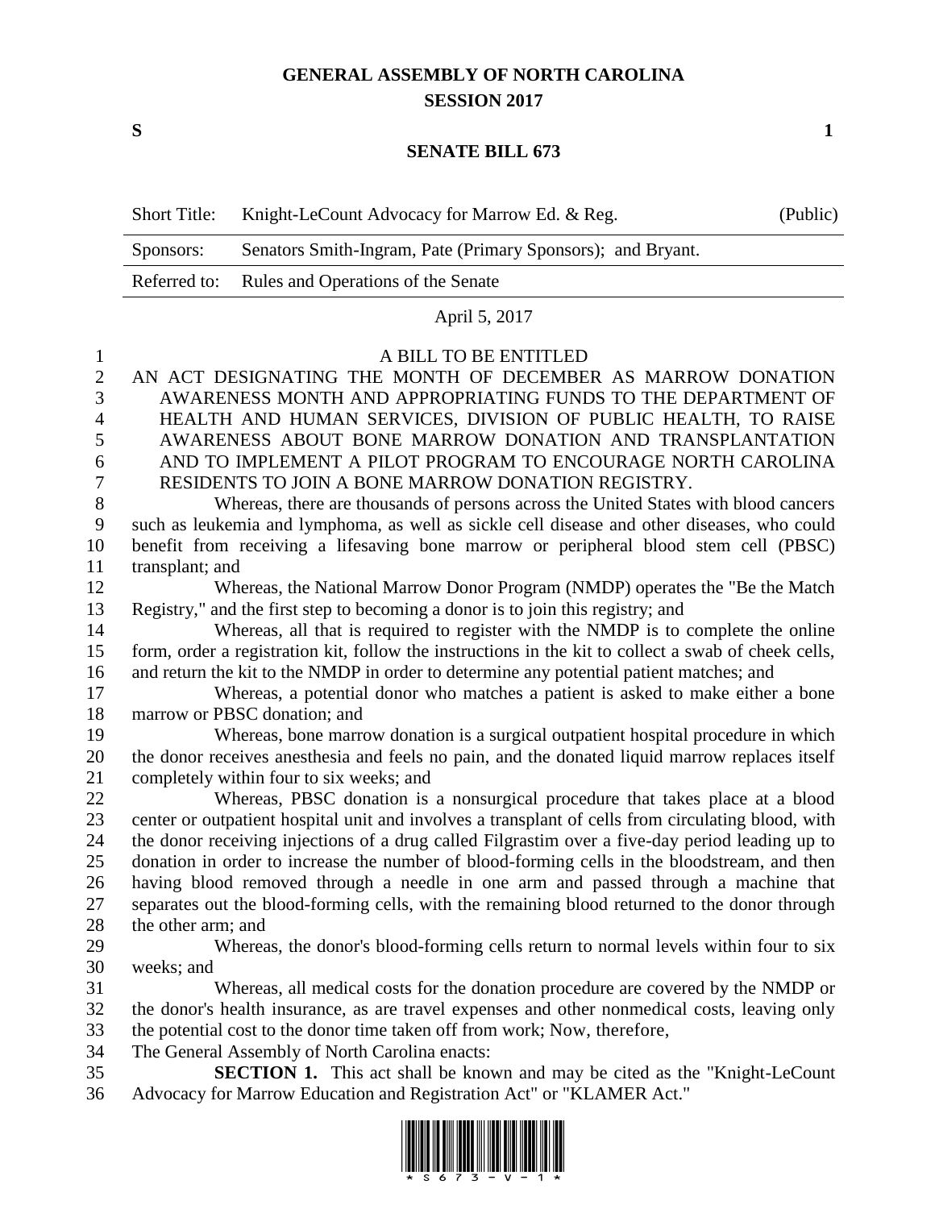# GENERAL ASSEMBLY OF NORTH CAROLINA
## SESSION 2017

**S** **1**

## SENATE BILL 673

| Short Title: | Knight-LeCount Advocacy for Marrow Ed. & Reg. | (Public) |
|---|---|---|
| Sponsors: | Senators Smith-Ingram, Pate (Primary Sponsors); and Bryant. | |
| Referred to: | Rules and Operations of the Senate | |

April 5, 2017

A BILL TO BE ENTITLED

AN ACT DESIGNATING THE MONTH OF DECEMBER AS MARROW DONATION AWARENESS MONTH AND APPROPRIATING FUNDS TO THE DEPARTMENT OF HEALTH AND HUMAN SERVICES, DIVISION OF PUBLIC HEALTH, TO RAISE AWARENESS ABOUT BONE MARROW DONATION AND TRANSPLANTATION AND TO IMPLEMENT A PILOT PROGRAM TO ENCOURAGE NORTH CAROLINA RESIDENTS TO JOIN A BONE MARROW DONATION REGISTRY.

Whereas, there are thousands of persons across the United States with blood cancers such as leukemia and lymphoma, as well as sickle cell disease and other diseases, who could benefit from receiving a lifesaving bone marrow or peripheral blood stem cell (PBSC) transplant; and

Whereas, the National Marrow Donor Program (NMDP) operates the "Be the Match Registry," and the first step to becoming a donor is to join this registry; and

Whereas, all that is required to register with the NMDP is to complete the online form, order a registration kit, follow the instructions in the kit to collect a swab of cheek cells, and return the kit to the NMDP in order to determine any potential patient matches; and

Whereas, a potential donor who matches a patient is asked to make either a bone marrow or PBSC donation; and

Whereas, bone marrow donation is a surgical outpatient hospital procedure in which the donor receives anesthesia and feels no pain, and the donated liquid marrow replaces itself completely within four to six weeks; and

Whereas, PBSC donation is a nonsurgical procedure that takes place at a blood center or outpatient hospital unit and involves a transplant of cells from circulating blood, with the donor receiving injections of a drug called Filgrastim over a five-day period leading up to donation in order to increase the number of blood-forming cells in the bloodstream, and then having blood removed through a needle in one arm and passed through a machine that separates out the blood-forming cells, with the remaining blood returned to the donor through the other arm; and

Whereas, the donor's blood-forming cells return to normal levels within four to six weeks; and

Whereas, all medical costs for the donation procedure are covered by the NMDP or the donor's health insurance, as are travel expenses and other nonmedical costs, leaving only the potential cost to the donor time taken off from work; Now, therefore,

The General Assembly of North Carolina enacts:

**SECTION 1.** This act shall be known and may be cited as the "Knight-LeCount Advocacy for Marrow Education and Registration Act" or "KLAMER Act."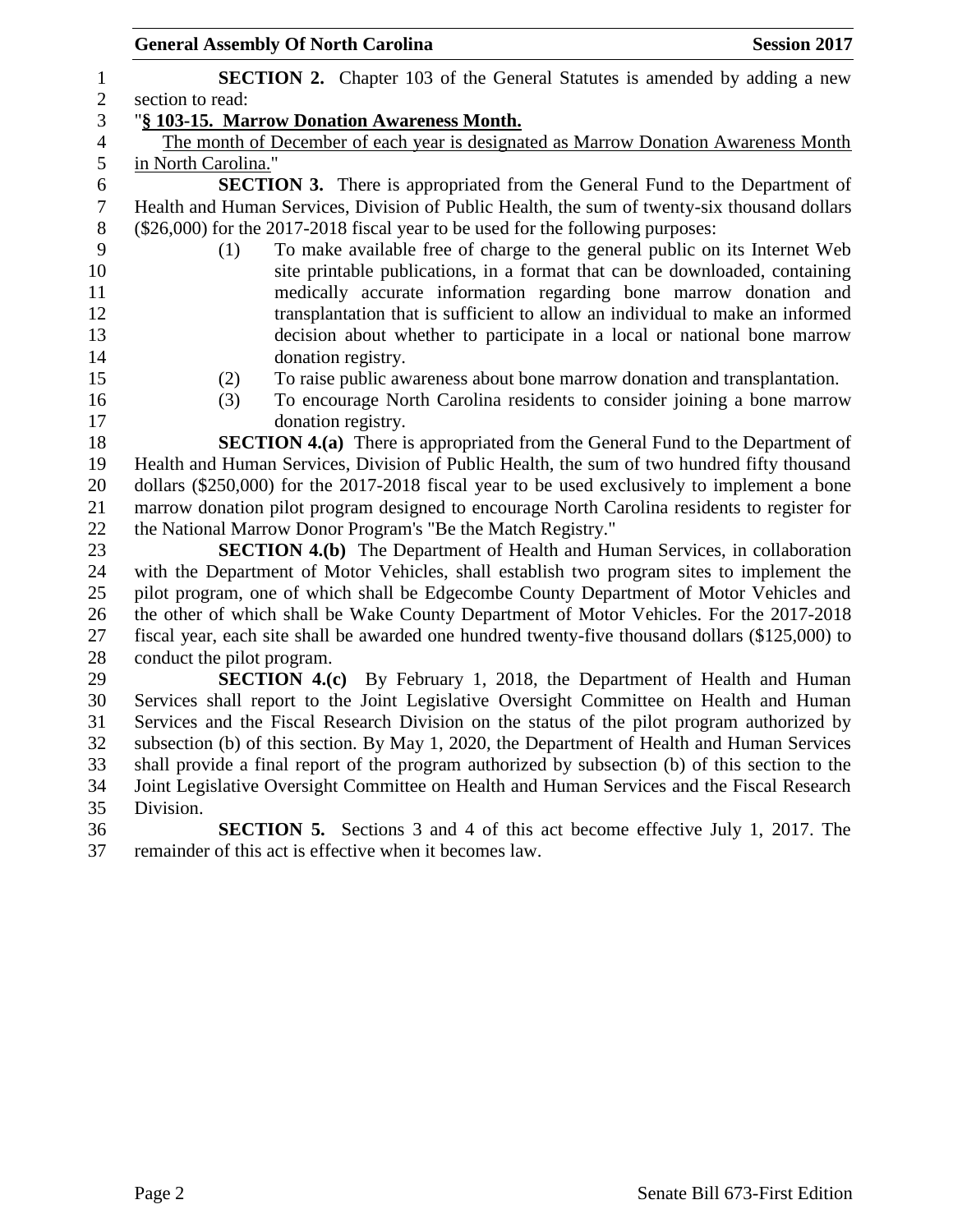**SECTION 2.** Chapter 103 of the General Statutes is amended by adding a new section to read:

"**§ 103-15. Marrow Donation Awareness Month.**

The month of December of each year is designated as Marrow Donation Awareness Month in North Carolina."

**SECTION 3.** There is appropriated from the General Fund to the Department of Health and Human Services, Division of Public Health, the sum of twenty-six thousand dollars ($26,000) for the 2017-2018 fiscal year to be used for the following purposes:

(1) To make available free of charge to the general public on its Internet Web site printable publications, in a format that can be downloaded, containing medically accurate information regarding bone marrow donation and transplantation that is sufficient to allow an individual to make an informed decision about whether to participate in a local or national bone marrow donation registry.

(2) To raise public awareness about bone marrow donation and transplantation.

(3) To encourage North Carolina residents to consider joining a bone marrow donation registry.

**SECTION 4.(a)** There is appropriated from the General Fund to the Department of Health and Human Services, Division of Public Health, the sum of two hundred fifty thousand dollars ($250,000) for the 2017-2018 fiscal year to be used exclusively to implement a bone marrow donation pilot program designed to encourage North Carolina residents to register for the National Marrow Donor Program's "Be the Match Registry."

**SECTION 4.(b)** The Department of Health and Human Services, in collaboration with the Department of Motor Vehicles, shall establish two program sites to implement the pilot program, one of which shall be Edgecombe County Department of Motor Vehicles and the other of which shall be Wake County Department of Motor Vehicles. For the 2017-2018 fiscal year, each site shall be awarded one hundred twenty-five thousand dollars ($125,000) to conduct the pilot program.

**SECTION 4.(c)** By February 1, 2018, the Department of Health and Human Services shall report to the Joint Legislative Oversight Committee on Health and Human Services and the Fiscal Research Division on the status of the pilot program authorized by subsection (b) of this section. By May 1, 2020, the Department of Health and Human Services shall provide a final report of the program authorized by subsection (b) of this section to the Joint Legislative Oversight Committee on Health and Human Services and the Fiscal Research Division.

**SECTION 5.** Sections 3 and 4 of this act become effective July 1, 2017. The remainder of this act is effective when it becomes law.